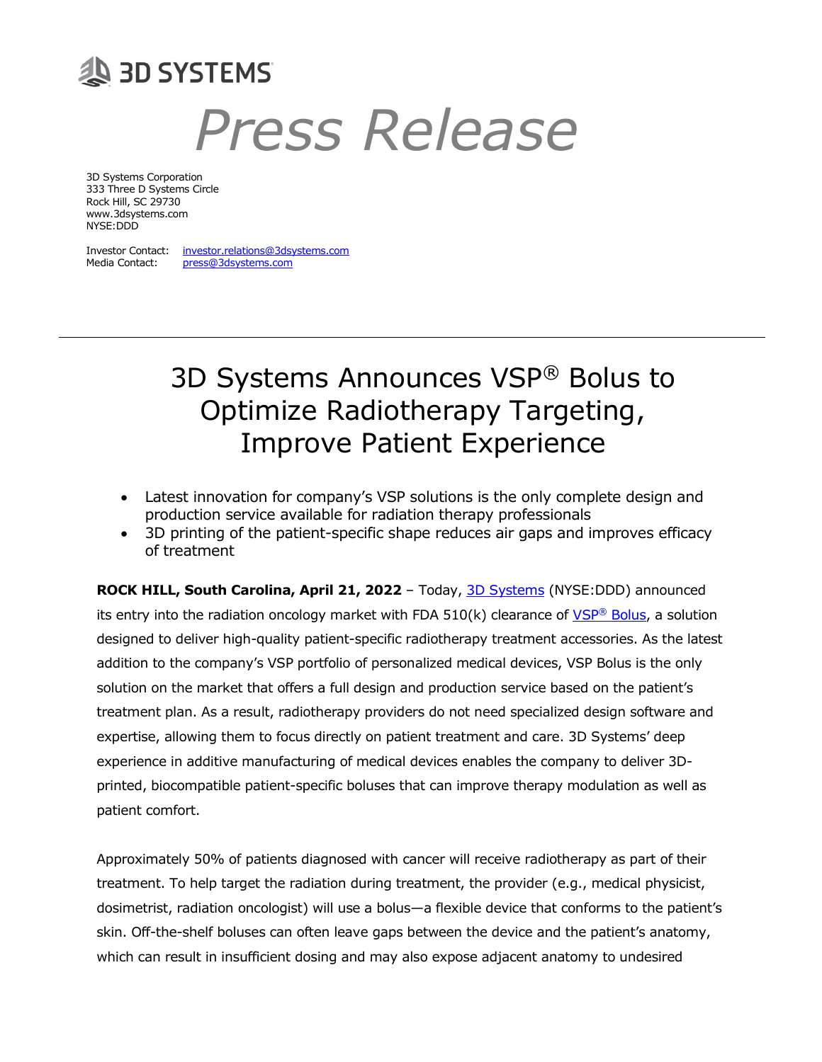**3D SYSTEMS**

# Press Release

3D Systems Corporation
333 Three D Systems Circle
Rock Hill, SC 29730
www.3dsystems.com
NYSE:DDD

Investor Contact: investor.relations@3dsystems.com
Media Contact: press@3dsystems.com

---

## 3D Systems Announces VSP® Bolus to Optimize Radiotherapy Targeting, Improve Patient Experience

- Latest innovation for company's VSP solutions is the only complete design and production service available for radiation therapy professionals
- 3D printing of the patient-specific shape reduces air gaps and improves efficacy of treatment

**ROCK HILL, South Carolina, April 21, 2022** – Today, 3D Systems (NYSE:DDD) announced its entry into the radiation oncology market with FDA 510(k) clearance of VSP® Bolus, a solution designed to deliver high-quality patient-specific radiotherapy treatment accessories. As the latest addition to the company's VSP portfolio of personalized medical devices, VSP Bolus is the only solution on the market that offers a full design and production service based on the patient's treatment plan. As a result, radiotherapy providers do not need specialized design software and expertise, allowing them to focus directly on patient treatment and care. 3D Systems' deep experience in additive manufacturing of medical devices enables the company to deliver 3D-printed, biocompatible patient-specific boluses that can improve therapy modulation as well as patient comfort.

Approximately 50% of patients diagnosed with cancer will receive radiotherapy as part of their treatment. To help target the radiation during treatment, the provider (e.g., medical physicist, dosimetrist, radiation oncologist) will use a bolus—a flexible device that conforms to the patient's skin. Off-the-shelf boluses can often leave gaps between the device and the patient's anatomy, which can result in insufficient dosing and may also expose adjacent anatomy to undesired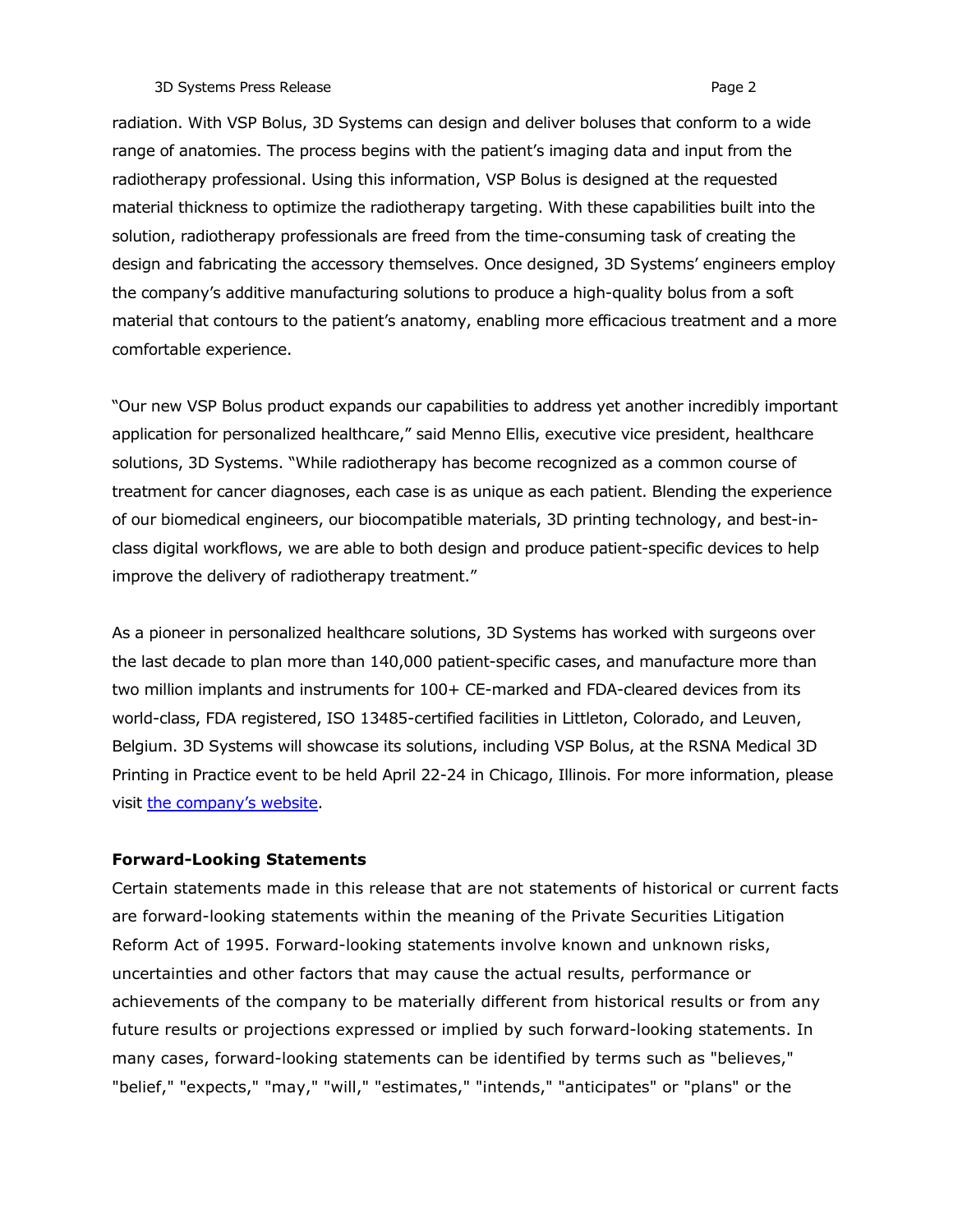radiation. With VSP Bolus, 3D Systems can design and deliver boluses that conform to a wide range of anatomies. The process begins with the patient's imaging data and input from the radiotherapy professional. Using this information, VSP Bolus is designed at the requested material thickness to optimize the radiotherapy targeting. With these capabilities built into the solution, radiotherapy professionals are freed from the time-consuming task of creating the design and fabricating the accessory themselves. Once designed, 3D Systems' engineers employ the company's additive manufacturing solutions to produce a high-quality bolus from a soft material that contours to the patient's anatomy, enabling more efficacious treatment and a more comfortable experience.

"Our new VSP Bolus product expands our capabilities to address yet another incredibly important application for personalized healthcare," said Menno Ellis, executive vice president, healthcare solutions, 3D Systems. "While radiotherapy has become recognized as a common course of treatment for cancer diagnoses, each case is as unique as each patient. Blending the experience of our biomedical engineers, our biocompatible materials, 3D printing technology, and best-in-class digital workflows, we are able to both design and produce patient-specific devices to help improve the delivery of radiotherapy treatment."

As a pioneer in personalized healthcare solutions, 3D Systems has worked with surgeons over the last decade to plan more than 140,000 patient-specific cases, and manufacture more than two million implants and instruments for 100+ CE-marked and FDA-cleared devices from its world-class, FDA registered, ISO 13485-certified facilities in Littleton, Colorado, and Leuven, Belgium. 3D Systems will showcase its solutions, including VSP Bolus, at the RSNA Medical 3D Printing in Practice event to be held April 22-24 in Chicago, Illinois. For more information, please visit [the company's website](#).

**Forward-Looking Statements**

Certain statements made in this release that are not statements of historical or current facts are forward-looking statements within the meaning of the Private Securities Litigation Reform Act of 1995. Forward-looking statements involve known and unknown risks, uncertainties and other factors that may cause the actual results, performance or achievements of the company to be materially different from historical results or from any future results or projections expressed or implied by such forward-looking statements. In many cases, forward-looking statements can be identified by terms such as "believes," "belief," "expects," "may," "will," "estimates," "intends," "anticipates" or "plans" or the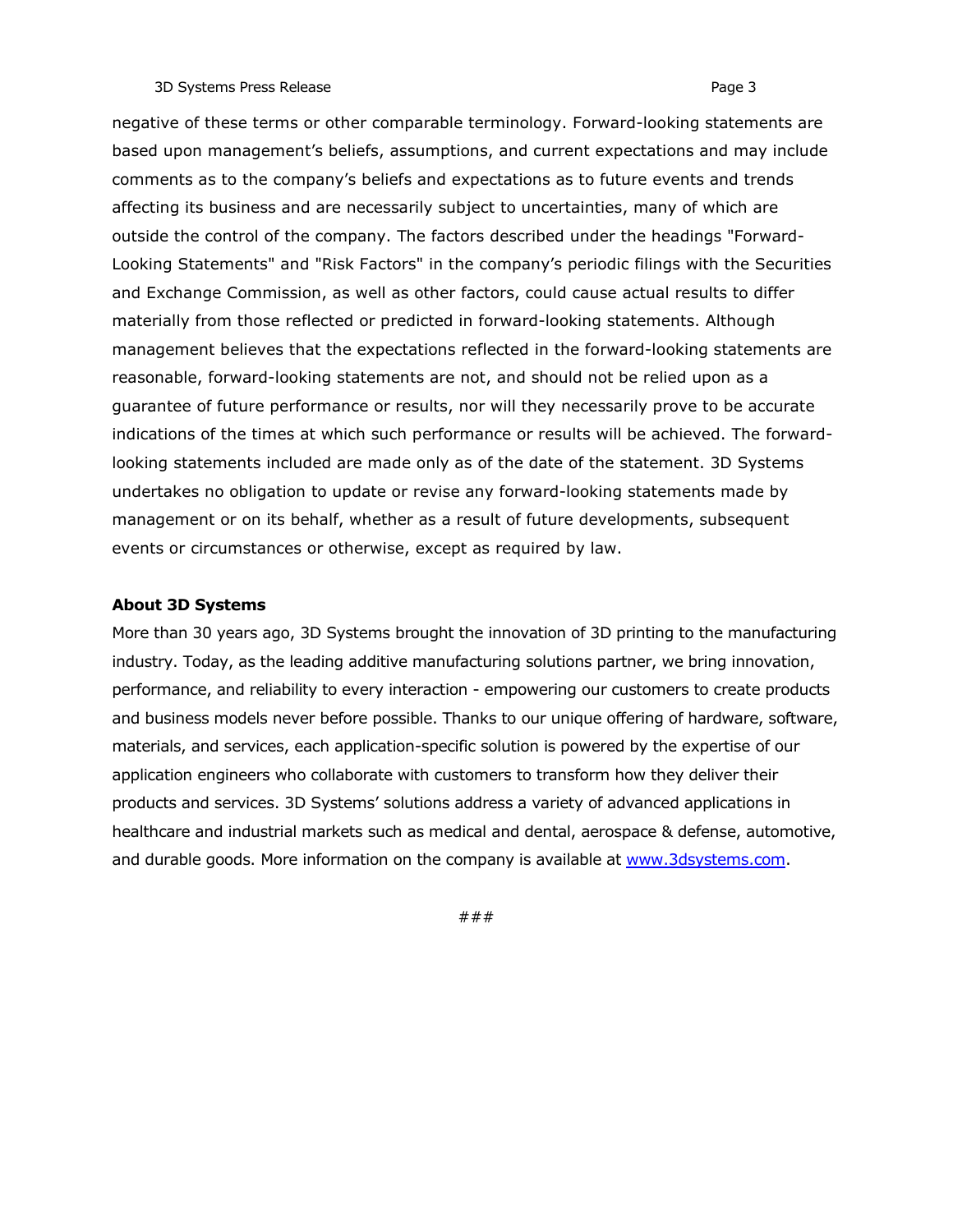negative of these terms or other comparable terminology. Forward-looking statements are based upon management's beliefs, assumptions, and current expectations and may include comments as to the company's beliefs and expectations as to future events and trends affecting its business and are necessarily subject to uncertainties, many of which are outside the control of the company. The factors described under the headings "Forward-Looking Statements" and "Risk Factors" in the company's periodic filings with the Securities and Exchange Commission, as well as other factors, could cause actual results to differ materially from those reflected or predicted in forward-looking statements. Although management believes that the expectations reflected in the forward-looking statements are reasonable, forward-looking statements are not, and should not be relied upon as a guarantee of future performance or results, nor will they necessarily prove to be accurate indications of the times at which such performance or results will be achieved. The forward-looking statements included are made only as of the date of the statement. 3D Systems undertakes no obligation to update or revise any forward-looking statements made by management or on its behalf, whether as a result of future developments, subsequent events or circumstances or otherwise, except as required by law.

**About 3D Systems**

More than 30 years ago, 3D Systems brought the innovation of 3D printing to the manufacturing industry. Today, as the leading additive manufacturing solutions partner, we bring innovation, performance, and reliability to every interaction - empowering our customers to create products and business models never before possible. Thanks to our unique offering of hardware, software, materials, and services, each application-specific solution is powered by the expertise of our application engineers who collaborate with customers to transform how they deliver their products and services. 3D Systems' solutions address a variety of advanced applications in healthcare and industrial markets such as medical and dental, aerospace & defense, automotive, and durable goods. More information on the company is available at [www.3dsystems.com](http://www.3dsystems.com).

###